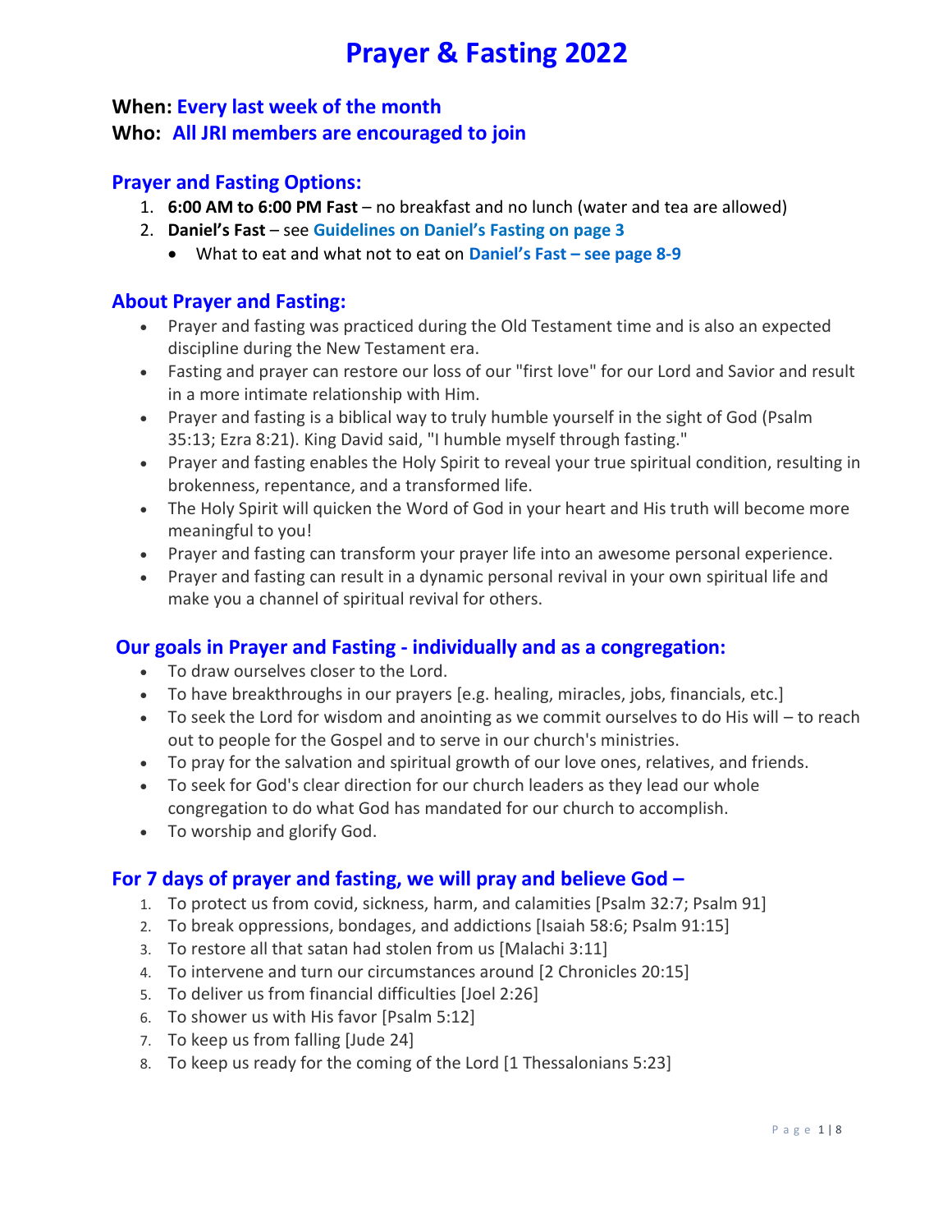# Prayer & Fasting 2022

**When: Every last week of the month**

**Who: All JRI members are encouraged to join**

## Prayer and Fasting Options:

1. **6:00 AM to 6:00 PM Fast** – no breakfast and no lunch (water and tea are allowed)
2. **Daniel's Fast** – see **Guidelines on Daniel's Fasting on page 3**
   - What to eat and what not to eat on **Daniel's Fast – see page 8-9**

## About Prayer and Fasting:

- Prayer and fasting was practiced during the Old Testament time and is also an expected discipline during the New Testament era.
- Fasting and prayer can restore our loss of our "first love" for our Lord and Savior and result in a more intimate relationship with Him.
- Prayer and fasting is a biblical way to truly humble yourself in the sight of God (Psalm 35:13; Ezra 8:21). King David said, "I humble myself through fasting."
- Prayer and fasting enables the Holy Spirit to reveal your true spiritual condition, resulting in brokenness, repentance, and a transformed life.
- The Holy Spirit will quicken the Word of God in your heart and His truth will become more meaningful to you!
- Prayer and fasting can transform your prayer life into an awesome personal experience.
- Prayer and fasting can result in a dynamic personal revival in your own spiritual life and make you a channel of spiritual revival for others.

## Our goals in Prayer and Fasting - individually and as a congregation:

- To draw ourselves closer to the Lord.
- To have breakthroughs in our prayers [e.g. healing, miracles, jobs, financials, etc.]
- To seek the Lord for wisdom and anointing as we commit ourselves to do His will – to reach out to people for the Gospel and to serve in our church's ministries.
- To pray for the salvation and spiritual growth of our love ones, relatives, and friends.
- To seek for God's clear direction for our church leaders as they lead our whole congregation to do what God has mandated for our church to accomplish.
- To worship and glorify God.

## For 7 days of prayer and fasting, we will pray and believe God –

1. To protect us from covid, sickness, harm, and calamities [Psalm 32:7; Psalm 91]
2. To break oppressions, bondages, and addictions [Isaiah 58:6; Psalm 91:15]
3. To restore all that satan had stolen from us [Malachi 3:11]
4. To intervene and turn our circumstances around [2 Chronicles 20:15]
5. To deliver us from financial difficulties [Joel 2:26]
6. To shower us with His favor [Psalm 5:12]
7. To keep us from falling [Jude 24]
8. To keep us ready for the coming of the Lord [1 Thessalonians 5:23]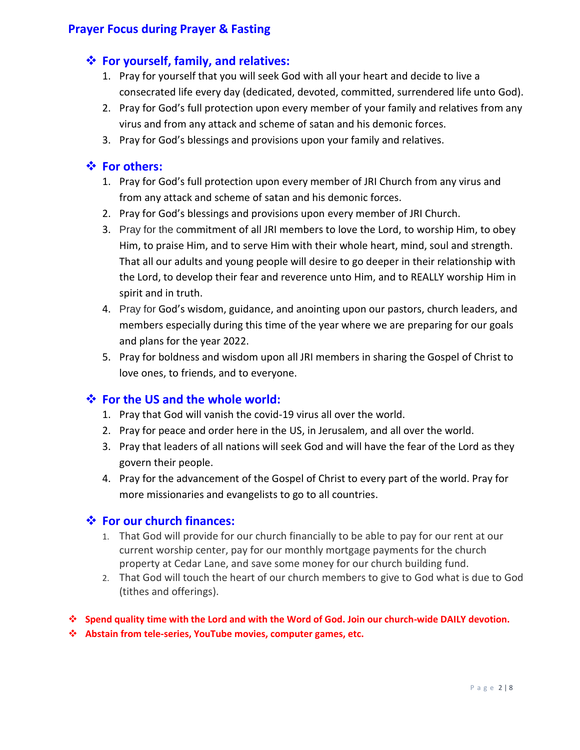## Prayer Focus during Prayer & Fasting

### ❖ For yourself, family, and relatives:

1. Pray for yourself that you will seek God with all your heart and decide to live a consecrated life every day (dedicated, devoted, committed, surrendered life unto God).
2. Pray for God's full protection upon every member of your family and relatives from any virus and from any attack and scheme of satan and his demonic forces.
3. Pray for God's blessings and provisions upon your family and relatives.

### ❖ For others:

1. Pray for God's full protection upon every member of JRI Church from any virus and from any attack and scheme of satan and his demonic forces.
2. Pray for God's blessings and provisions upon every member of JRI Church.
3. Pray for the commitment of all JRI members to love the Lord, to worship Him, to obey Him, to praise Him, and to serve Him with their whole heart, mind, soul and strength. That all our adults and young people will desire to go deeper in their relationship with the Lord, to develop their fear and reverence unto Him, and to REALLY worship Him in spirit and in truth.
4. Pray for God's wisdom, guidance, and anointing upon our pastors, church leaders, and members especially during this time of the year where we are preparing for our goals and plans for the year 2022.
5. Pray for boldness and wisdom upon all JRI members in sharing the Gospel of Christ to love ones, to friends, and to everyone.

### ❖ For the US and the whole world:

1. Pray that God will vanish the covid-19 virus all over the world.
2. Pray for peace and order here in the US, in Jerusalem, and all over the world.
3. Pray that leaders of all nations will seek God and will have the fear of the Lord as they govern their people.
4. Pray for the advancement of the Gospel of Christ to every part of the world. Pray for more missionaries and evangelists to go to all countries.

### ❖ For our church finances:

1. That God will provide for our church financially to be able to pay for our rent at our current worship center, pay for our monthly mortgage payments for the church property at Cedar Lane, and save some money for our church building fund.
2. That God will touch the heart of our church members to give to God what is due to God (tithes and offerings).

- **Spend quality time with the Lord and with the Word of God. Join our church-wide DAILY devotion.**
- **Abstain from tele-series, YouTube movies, computer games, etc.**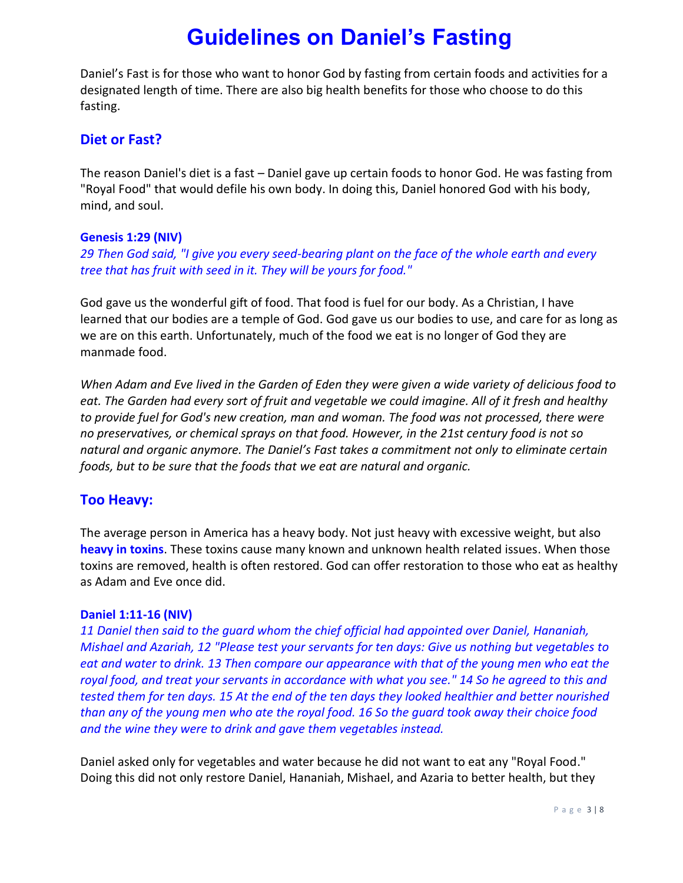# Guidelines on Daniel's Fasting

Daniel's Fast is for those who want to honor God by fasting from certain foods and activities for a designated length of time. There are also big health benefits for those who choose to do this fasting.

## Diet or Fast?

The reason Daniel's diet is a fast – Daniel gave up certain foods to honor God. He was fasting from "Royal Food" that would defile his own body. In doing this, Daniel honored God with his body, mind, and soul.

**Genesis 1:29 (NIV)**

*29 Then God said, "I give you every seed-bearing plant on the face of the whole earth and every tree that has fruit with seed in it. They will be yours for food."*

God gave us the wonderful gift of food. That food is fuel for our body. As a Christian, I have learned that our bodies are a temple of God. God gave us our bodies to use, and care for as long as we are on this earth. Unfortunately, much of the food we eat is no longer of God they are manmade food.

*When Adam and Eve lived in the Garden of Eden they were given a wide variety of delicious food to eat. The Garden had every sort of fruit and vegetable we could imagine. All of it fresh and healthy to provide fuel for God's new creation, man and woman. The food was not processed, there were no preservatives, or chemical sprays on that food. However, in the 21st century food is not so natural and organic anymore. The Daniel's Fast takes a commitment not only to eliminate certain foods, but to be sure that the foods that we eat are natural and organic.*

## Too Heavy:

The average person in America has a heavy body. Not just heavy with excessive weight, but also **heavy in toxins**. These toxins cause many known and unknown health related issues. When those toxins are removed, health is often restored. God can offer restoration to those who eat as healthy as Adam and Eve once did.

**Daniel 1:11-16 (NIV)**

*11 Daniel then said to the guard whom the chief official had appointed over Daniel, Hananiah, Mishael and Azariah, 12 "Please test your servants for ten days: Give us nothing but vegetables to eat and water to drink. 13 Then compare our appearance with that of the young men who eat the royal food, and treat your servants in accordance with what you see." 14 So he agreed to this and tested them for ten days. 15 At the end of the ten days they looked healthier and better nourished than any of the young men who ate the royal food. 16 So the guard took away their choice food and the wine they were to drink and gave them vegetables instead.*

Daniel asked only for vegetables and water because he did not want to eat any "Royal Food." Doing this did not only restore Daniel, Hananiah, Mishael, and Azaria to better health, but they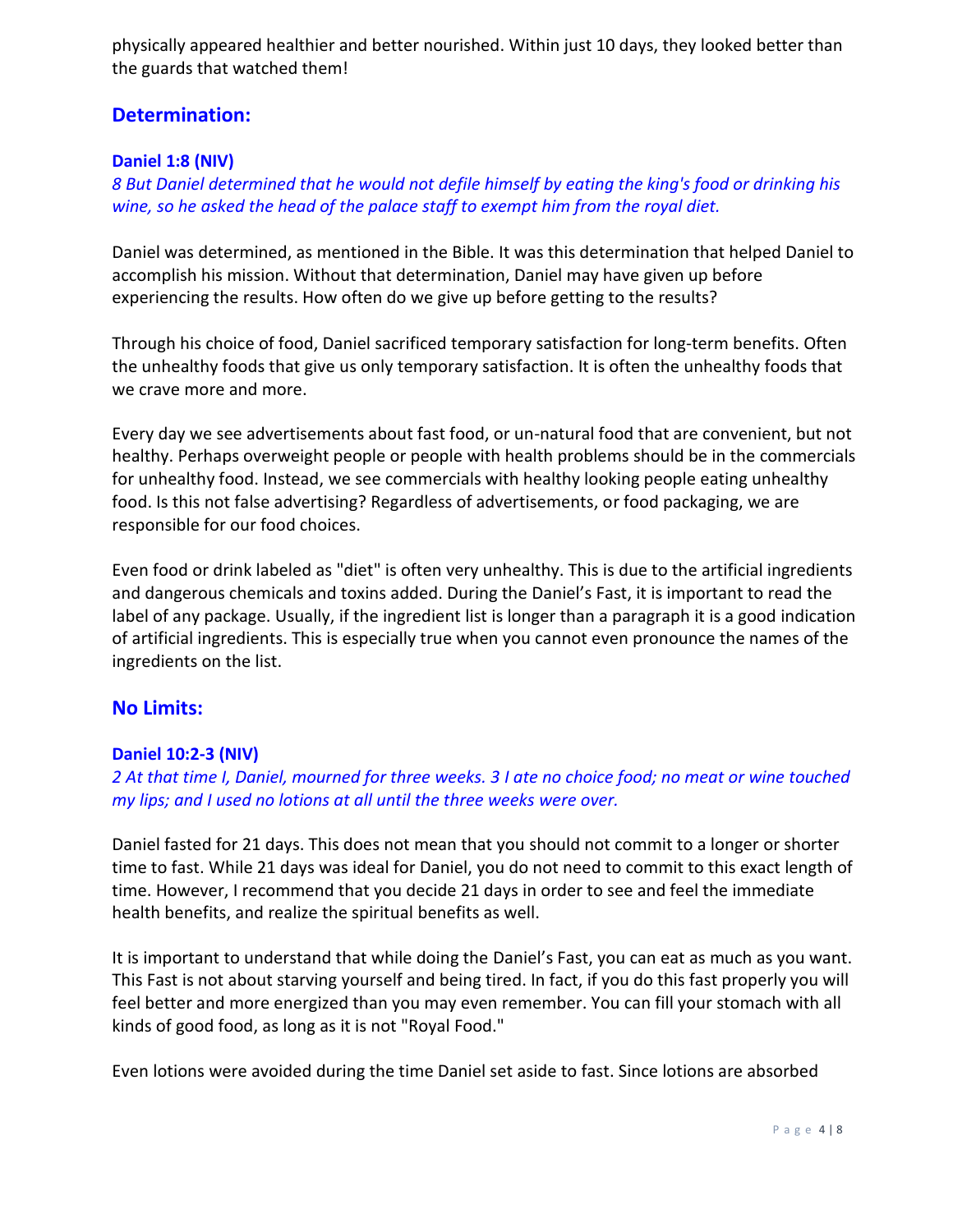physically appeared healthier and better nourished. Within just 10 days, they looked better than the guards that watched them!

## Determination:

### Daniel 1:8 (NIV)

*8 But Daniel determined that he would not defile himself by eating the king's food or drinking his wine, so he asked the head of the palace staff to exempt him from the royal diet.*

Daniel was determined, as mentioned in the Bible. It was this determination that helped Daniel to accomplish his mission. Without that determination, Daniel may have given up before experiencing the results. How often do we give up before getting to the results?

Through his choice of food, Daniel sacrificed temporary satisfaction for long-term benefits. Often the unhealthy foods that give us only temporary satisfaction. It is often the unhealthy foods that we crave more and more.

Every day we see advertisements about fast food, or un-natural food that are convenient, but not healthy. Perhaps overweight people or people with health problems should be in the commercials for unhealthy food. Instead, we see commercials with healthy looking people eating unhealthy food. Is this not false advertising? Regardless of advertisements, or food packaging, we are responsible for our food choices.

Even food or drink labeled as "diet" is often very unhealthy. This is due to the artificial ingredients and dangerous chemicals and toxins added. During the Daniel's Fast, it is important to read the label of any package. Usually, if the ingredient list is longer than a paragraph it is a good indication of artificial ingredients. This is especially true when you cannot even pronounce the names of the ingredients on the list.

## No Limits:

### Daniel 10:2-3 (NIV)

*2 At that time I, Daniel, mourned for three weeks. 3 I ate no choice food; no meat or wine touched my lips; and I used no lotions at all until the three weeks were over.*

Daniel fasted for 21 days. This does not mean that you should not commit to a longer or shorter time to fast. While 21 days was ideal for Daniel, you do not need to commit to this exact length of time. However, I recommend that you decide 21 days in order to see and feel the immediate health benefits, and realize the spiritual benefits as well.

It is important to understand that while doing the Daniel's Fast, you can eat as much as you want. This Fast is not about starving yourself and being tired. In fact, if you do this fast properly you will feel better and more energized than you may even remember. You can fill your stomach with all kinds of good food, as long as it is not "Royal Food."

Even lotions were avoided during the time Daniel set aside to fast. Since lotions are absorbed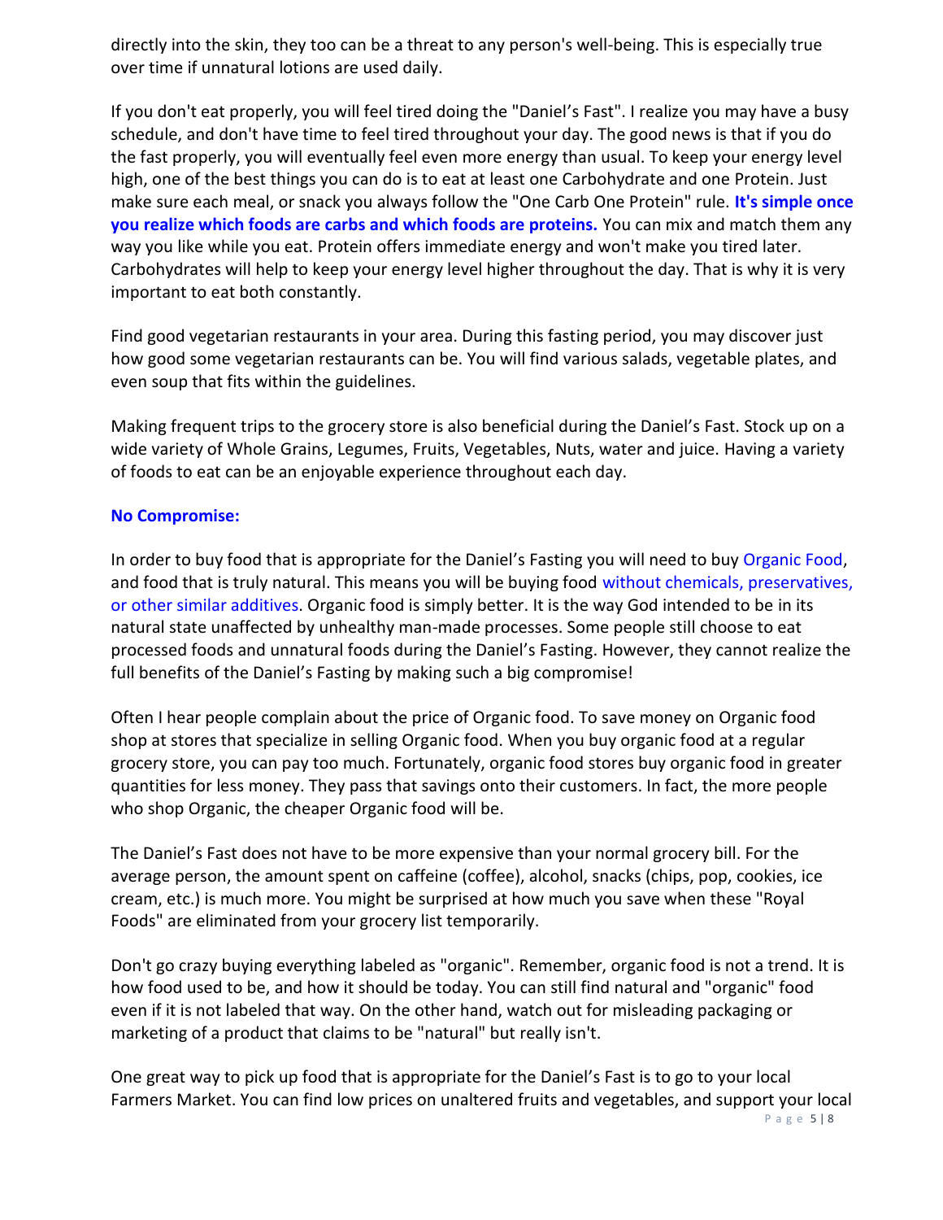directly into the skin, they too can be a threat to any person's well-being. This is especially true over time if unnatural lotions are used daily.

If you don't eat properly, you will feel tired doing the "Daniel's Fast". I realize you may have a busy schedule, and don't have time to feel tired throughout your day. The good news is that if you do the fast properly, you will eventually feel even more energy than usual. To keep your energy level high, one of the best things you can do is to eat at least one Carbohydrate and one Protein. Just make sure each meal, or snack you always follow the "One Carb One Protein" rule. **It's simple once you realize which foods are carbs and which foods are proteins.** You can mix and match them any way you like while you eat. Protein offers immediate energy and won't make you tired later. Carbohydrates will help to keep your energy level higher throughout the day. That is why it is very important to eat both constantly.

Find good vegetarian restaurants in your area. During this fasting period, you may discover just how good some vegetarian restaurants can be. You will find various salads, vegetable plates, and even soup that fits within the guidelines.

Making frequent trips to the grocery store is also beneficial during the Daniel's Fast. Stock up on a wide variety of Whole Grains, Legumes, Fruits, Vegetables, Nuts, water and juice. Having a variety of foods to eat can be an enjoyable experience throughout each day.

**No Compromise:**

In order to buy food that is appropriate for the Daniel's Fasting you will need to buy Organic Food, and food that is truly natural. This means you will be buying food without chemicals, preservatives, or other similar additives. Organic food is simply better. It is the way God intended to be in its natural state unaffected by unhealthy man-made processes. Some people still choose to eat processed foods and unnatural foods during the Daniel's Fasting. However, they cannot realize the full benefits of the Daniel's Fasting by making such a big compromise!

Often I hear people complain about the price of Organic food. To save money on Organic food shop at stores that specialize in selling Organic food. When you buy organic food at a regular grocery store, you can pay too much. Fortunately, organic food stores buy organic food in greater quantities for less money. They pass that savings onto their customers. In fact, the more people who shop Organic, the cheaper Organic food will be.

The Daniel's Fast does not have to be more expensive than your normal grocery bill. For the average person, the amount spent on caffeine (coffee), alcohol, snacks (chips, pop, cookies, ice cream, etc.) is much more. You might be surprised at how much you save when these "Royal Foods" are eliminated from your grocery list temporarily.

Don't go crazy buying everything labeled as "organic". Remember, organic food is not a trend. It is how food used to be, and how it should be today. You can still find natural and "organic" food even if it is not labeled that way. On the other hand, watch out for misleading packaging or marketing of a product that claims to be "natural" but really isn't.

One great way to pick up food that is appropriate for the Daniel's Fast is to go to your local Farmers Market. You can find low prices on unaltered fruits and vegetables, and support your local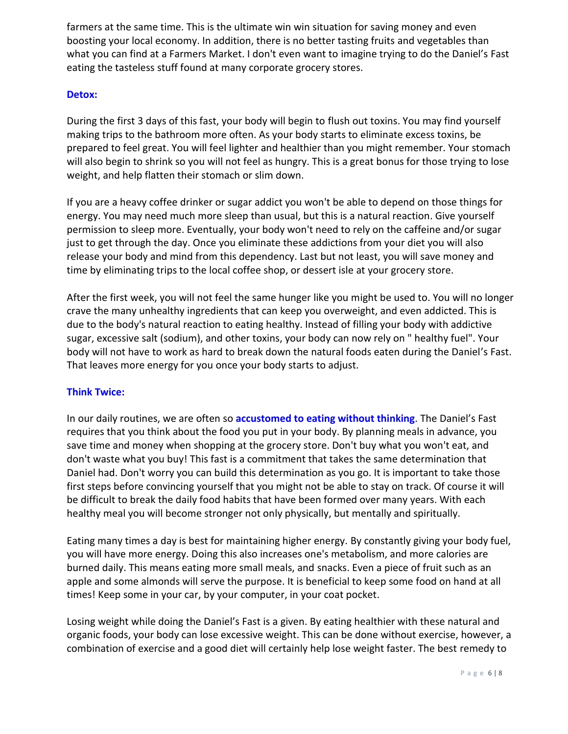farmers at the same time. This is the ultimate win win situation for saving money and even boosting your local economy. In addition, there is no better tasting fruits and vegetables than what you can find at a Farmers Market. I don't even want to imagine trying to do the Daniel's Fast eating the tasteless stuff found at many corporate grocery stores.

### Detox:

During the first 3 days of this fast, your body will begin to flush out toxins. You may find yourself making trips to the bathroom more often. As your body starts to eliminate excess toxins, be prepared to feel great. You will feel lighter and healthier than you might remember. Your stomach will also begin to shrink so you will not feel as hungry. This is a great bonus for those trying to lose weight, and help flatten their stomach or slim down.

If you are a heavy coffee drinker or sugar addict you won't be able to depend on those things for energy. You may need much more sleep than usual, but this is a natural reaction. Give yourself permission to sleep more. Eventually, your body won't need to rely on the caffeine and/or sugar just to get through the day. Once you eliminate these addictions from your diet you will also release your body and mind from this dependency. Last but not least, you will save money and time by eliminating trips to the local coffee shop, or dessert isle at your grocery store.

After the first week, you will not feel the same hunger like you might be used to. You will no longer crave the many unhealthy ingredients that can keep you overweight, and even addicted. This is due to the body's natural reaction to eating healthy. Instead of filling your body with addictive sugar, excessive salt (sodium), and other toxins, your body can now rely on " healthy fuel". Your body will not have to work as hard to break down the natural foods eaten during the Daniel's Fast. That leaves more energy for you once your body starts to adjust.

### Think Twice:

In our daily routines, we are often so **accustomed to eating without thinking**. The Daniel's Fast requires that you think about the food you put in your body. By planning meals in advance, you save time and money when shopping at the grocery store. Don't buy what you won't eat, and don't waste what you buy! This fast is a commitment that takes the same determination that Daniel had. Don't worry you can build this determination as you go. It is important to take those first steps before convincing yourself that you might not be able to stay on track. Of course it will be difficult to break the daily food habits that have been formed over many years. With each healthy meal you will become stronger not only physically, but mentally and spiritually.

Eating many times a day is best for maintaining higher energy. By constantly giving your body fuel, you will have more energy. Doing this also increases one's metabolism, and more calories are burned daily. This means eating more small meals, and snacks. Even a piece of fruit such as an apple and some almonds will serve the purpose. It is beneficial to keep some food on hand at all times! Keep some in your car, by your computer, in your coat pocket.

Losing weight while doing the Daniel's Fast is a given. By eating healthier with these natural and organic foods, your body can lose excessive weight. This can be done without exercise, however, a combination of exercise and a good diet will certainly help lose weight faster. The best remedy to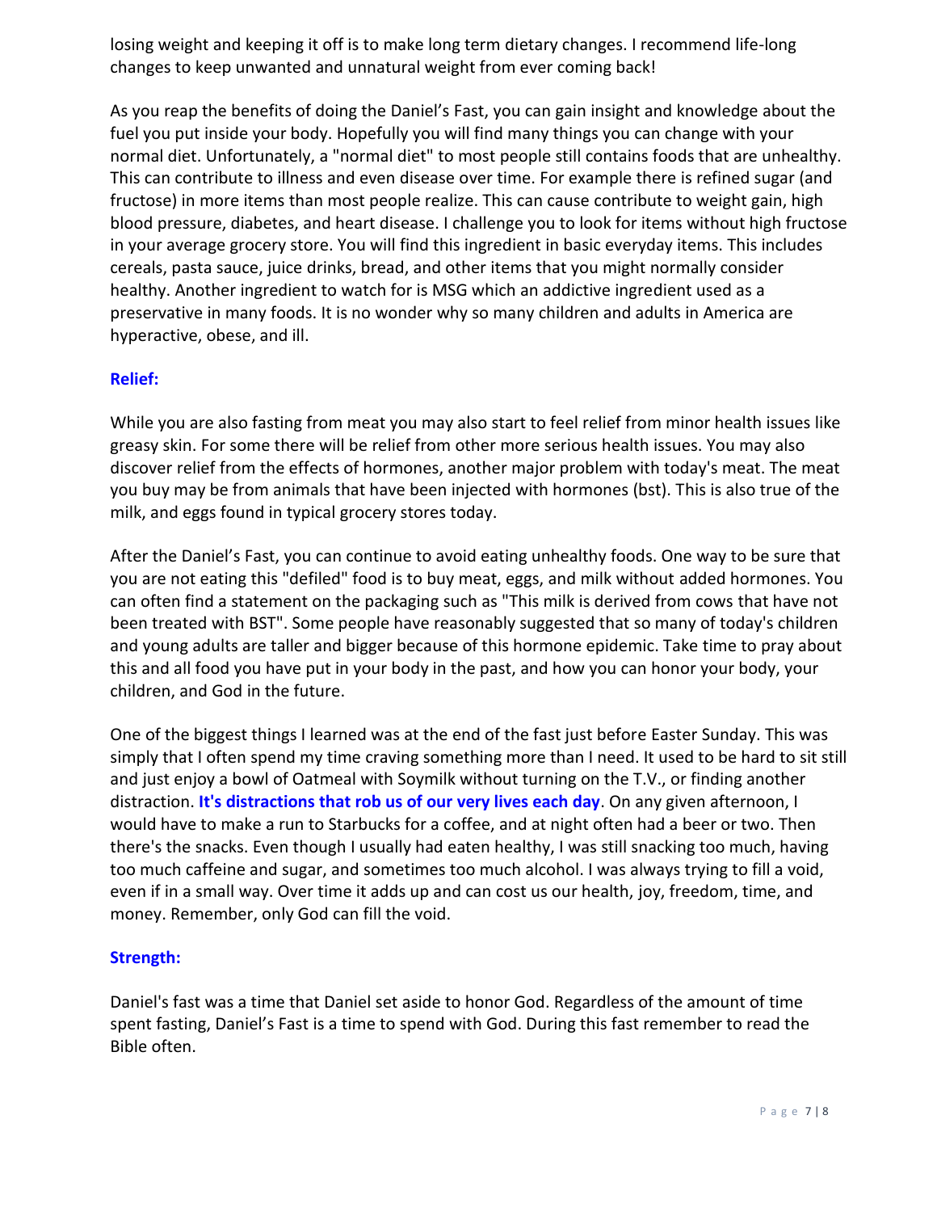losing weight and keeping it off is to make long term dietary changes. I recommend life-long changes to keep unwanted and unnatural weight from ever coming back!

As you reap the benefits of doing the Daniel's Fast, you can gain insight and knowledge about the fuel you put inside your body. Hopefully you will find many things you can change with your normal diet. Unfortunately, a "normal diet" to most people still contains foods that are unhealthy. This can contribute to illness and even disease over time. For example there is refined sugar (and fructose) in more items than most people realize. This can cause contribute to weight gain, high blood pressure, diabetes, and heart disease. I challenge you to look for items without high fructose in your average grocery store. You will find this ingredient in basic everyday items. This includes cereals, pasta sauce, juice drinks, bread, and other items that you might normally consider healthy. Another ingredient to watch for is MSG which an addictive ingredient used as a preservative in many foods. It is no wonder why so many children and adults in America are hyperactive, obese, and ill.

### Relief:

While you are also fasting from meat you may also start to feel relief from minor health issues like greasy skin. For some there will be relief from other more serious health issues. You may also discover relief from the effects of hormones, another major problem with today's meat. The meat you buy may be from animals that have been injected with hormones (bst). This is also true of the milk, and eggs found in typical grocery stores today.

After the Daniel's Fast, you can continue to avoid eating unhealthy foods. One way to be sure that you are not eating this "defiled" food is to buy meat, eggs, and milk without added hormones. You can often find a statement on the packaging such as "This milk is derived from cows that have not been treated with BST". Some people have reasonably suggested that so many of today's children and young adults are taller and bigger because of this hormone epidemic. Take time to pray about this and all food you have put in your body in the past, and how you can honor your body, your children, and God in the future.

One of the biggest things I learned was at the end of the fast just before Easter Sunday. This was simply that I often spend my time craving something more than I need. It used to be hard to sit still and just enjoy a bowl of Oatmeal with Soymilk without turning on the T.V., or finding another distraction. **It's distractions that rob us of our very lives each day**. On any given afternoon, I would have to make a run to Starbucks for a coffee, and at night often had a beer or two. Then there's the snacks. Even though I usually had eaten healthy, I was still snacking too much, having too much caffeine and sugar, and sometimes too much alcohol. I was always trying to fill a void, even if in a small way. Over time it adds up and can cost us our health, joy, freedom, time, and money. Remember, only God can fill the void.

### Strength:

Daniel's fast was a time that Daniel set aside to honor God. Regardless of the amount of time spent fasting, Daniel's Fast is a time to spend with God. During this fast remember to read the Bible often.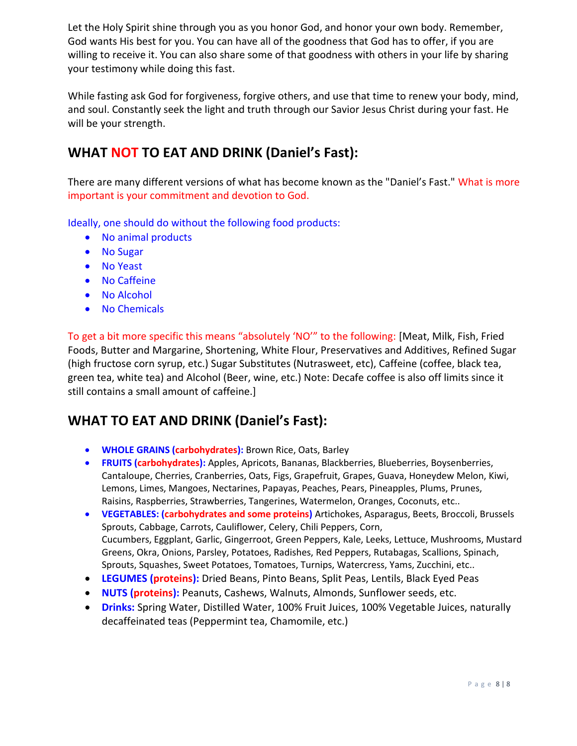Let the Holy Spirit shine through you as you honor God, and honor your own body. Remember, God wants His best for you. You can have all of the goodness that God has to offer, if you are willing to receive it. You can also share some of that goodness with others in your life by sharing your testimony while doing this fast.

While fasting ask God for forgiveness, forgive others, and use that time to renew your body, mind, and soul. Constantly seek the light and truth through our Savior Jesus Christ during your fast. He will be your strength.

## WHAT NOT TO EAT AND DRINK (Daniel's Fast):

There are many different versions of what has become known as the "Daniel's Fast." What is more important is your commitment and devotion to God.

Ideally, one should do without the following food products:

- No animal products
- No Sugar
- No Yeast
- No Caffeine
- No Alcohol
- No Chemicals

To get a bit more specific this means "absolutely 'NO'" to the following: [Meat, Milk, Fish, Fried Foods, Butter and Margarine, Shortening, White Flour, Preservatives and Additives, Refined Sugar (high fructose corn syrup, etc.) Sugar Substitutes (Nutrasweet, etc), Caffeine (coffee, black tea, green tea, white tea) and Alcohol (Beer, wine, etc.) Note: Decafe coffee is also off limits since it still contains a small amount of caffeine.]

## WHAT TO EAT AND DRINK (Daniel's Fast):

- **WHOLE GRAINS (carbohydrates):** Brown Rice, Oats, Barley
- **FRUITS (carbohydrates):** Apples, Apricots, Bananas, Blackberries, Blueberries, Boysenberries, Cantaloupe, Cherries, Cranberries, Oats, Figs, Grapefruit, Grapes, Guava, Honeydew Melon, Kiwi, Lemons, Limes, Mangoes, Nectarines, Papayas, Peaches, Pears, Pineapples, Plums, Prunes, Raisins, Raspberries, Strawberries, Tangerines, Watermelon, Oranges, Coconuts, etc..
- **VEGETABLES: (carbohydrates and some proteins)** Artichokes, Asparagus, Beets, Broccoli, Brussels Sprouts, Cabbage, Carrots, Cauliflower, Celery, Chili Peppers, Corn, Cucumbers, Eggplant, Garlic, Gingerroot, Green Peppers, Kale, Leeks, Lettuce, Mushrooms, Mustard Greens, Okra, Onions, Parsley, Potatoes, Radishes, Red Peppers, Rutabagas, Scallions, Spinach, Sprouts, Squashes, Sweet Potatoes, Tomatoes, Turnips, Watercress, Yams, Zucchini, etc..
- **LEGUMES (proteins):** Dried Beans, Pinto Beans, Split Peas, Lentils, Black Eyed Peas
- **NUTS (proteins):** Peanuts, Cashews, Walnuts, Almonds, Sunflower seeds, etc.
- **Drinks:** Spring Water, Distilled Water, 100% Fruit Juices, 100% Vegetable Juices, naturally decaffeinated teas (Peppermint tea, Chamomile, etc.)